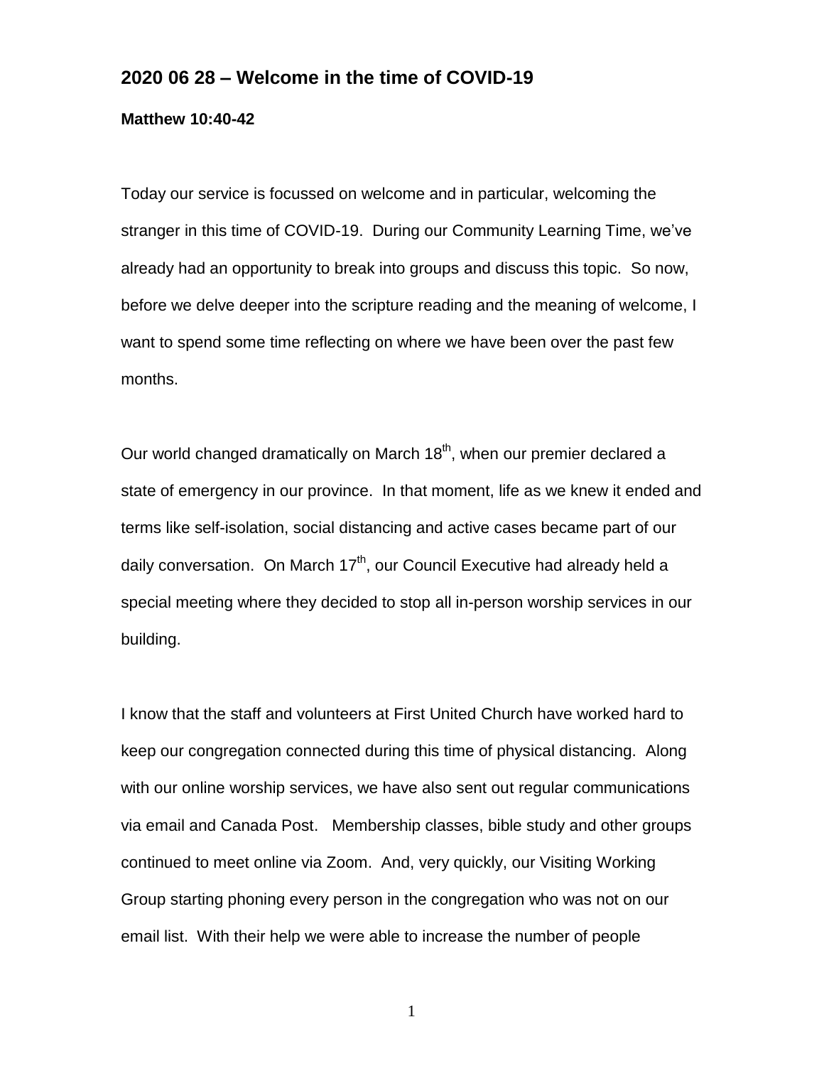## 2020 06 28 – Welcome in the time of COVID-19

**Matthew 10:40-42**

Today our service is focussed on welcome and in particular, welcoming the stranger in this time of COVID-19. During our Community Learning Time, we've already had an opportunity to break into groups and discuss this topic. So now, before we delve deeper into the scripture reading and the meaning of welcome, I want to spend some time reflecting on where we have been over the past few months.

Our world changed dramatically on March 18th, when our premier declared a state of emergency in our province. In that moment, life as we knew it ended and terms like self-isolation, social distancing and active cases became part of our daily conversation. On March 17th, our Council Executive had already held a special meeting where they decided to stop all in-person worship services in our building.

I know that the staff and volunteers at First United Church have worked hard to keep our congregation connected during this time of physical distancing. Along with our online worship services, we have also sent out regular communications via email and Canada Post. Membership classes, bible study and other groups continued to meet online via Zoom. And, very quickly, our Visiting Working Group starting phoning every person in the congregation who was not on our email list. With their help we were able to increase the number of people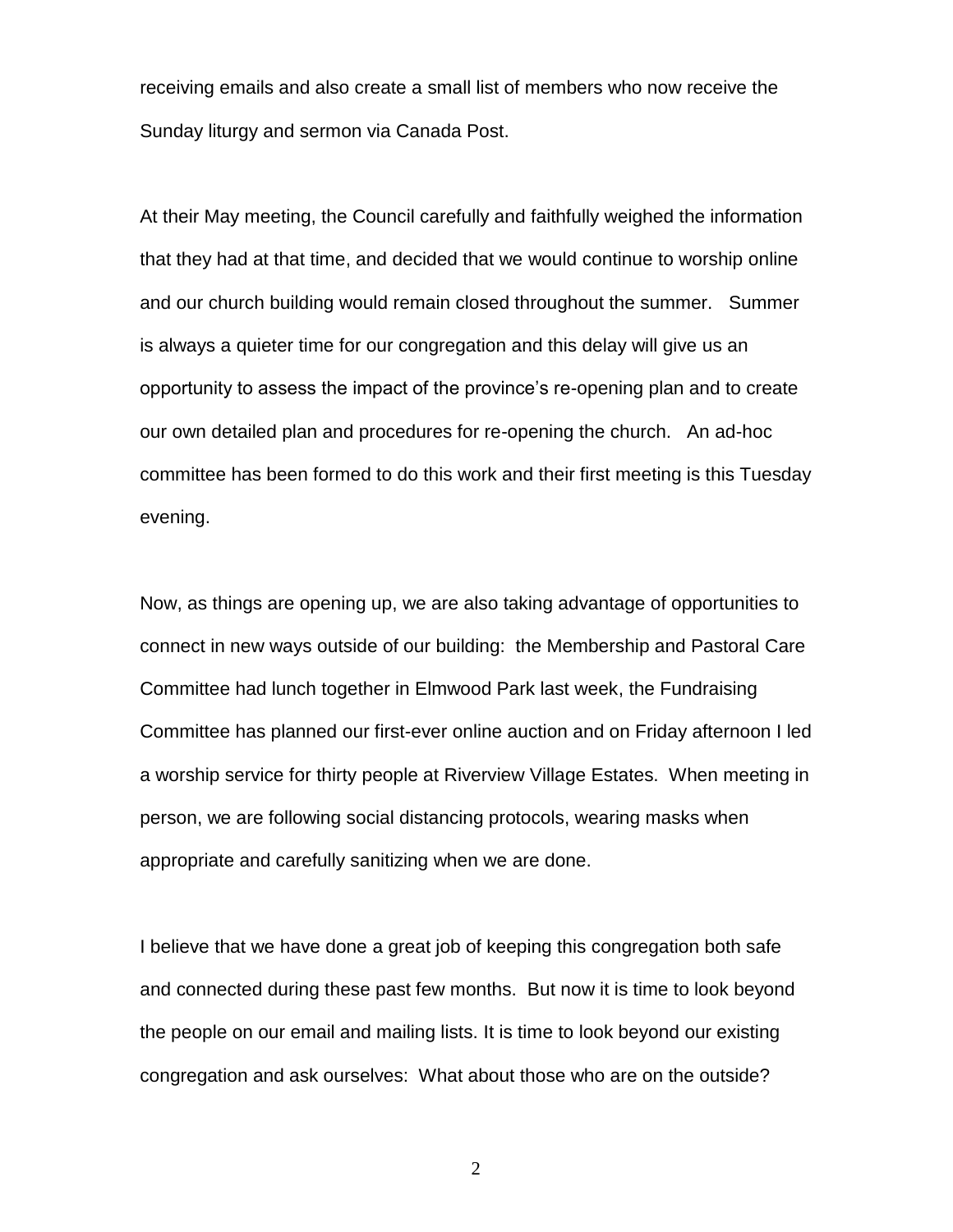receiving emails and also create a small list of members who now receive the Sunday liturgy and sermon via Canada Post.

At their May meeting, the Council carefully and faithfully weighed the information that they had at that time, and decided that we would continue to worship online and our church building would remain closed throughout the summer. Summer is always a quieter time for our congregation and this delay will give us an opportunity to assess the impact of the province's re-opening plan and to create our own detailed plan and procedures for re-opening the church. An ad-hoc committee has been formed to do this work and their first meeting is this Tuesday evening.

Now, as things are opening up, we are also taking advantage of opportunities to connect in new ways outside of our building: the Membership and Pastoral Care Committee had lunch together in Elmwood Park last week, the Fundraising Committee has planned our first-ever online auction and on Friday afternoon I led a worship service for thirty people at Riverview Village Estates. When meeting in person, we are following social distancing protocols, wearing masks when appropriate and carefully sanitizing when we are done.

I believe that we have done a great job of keeping this congregation both safe and connected during these past few months. But now it is time to look beyond the people on our email and mailing lists. It is time to look beyond our existing congregation and ask ourselves: What about those who are on the outside?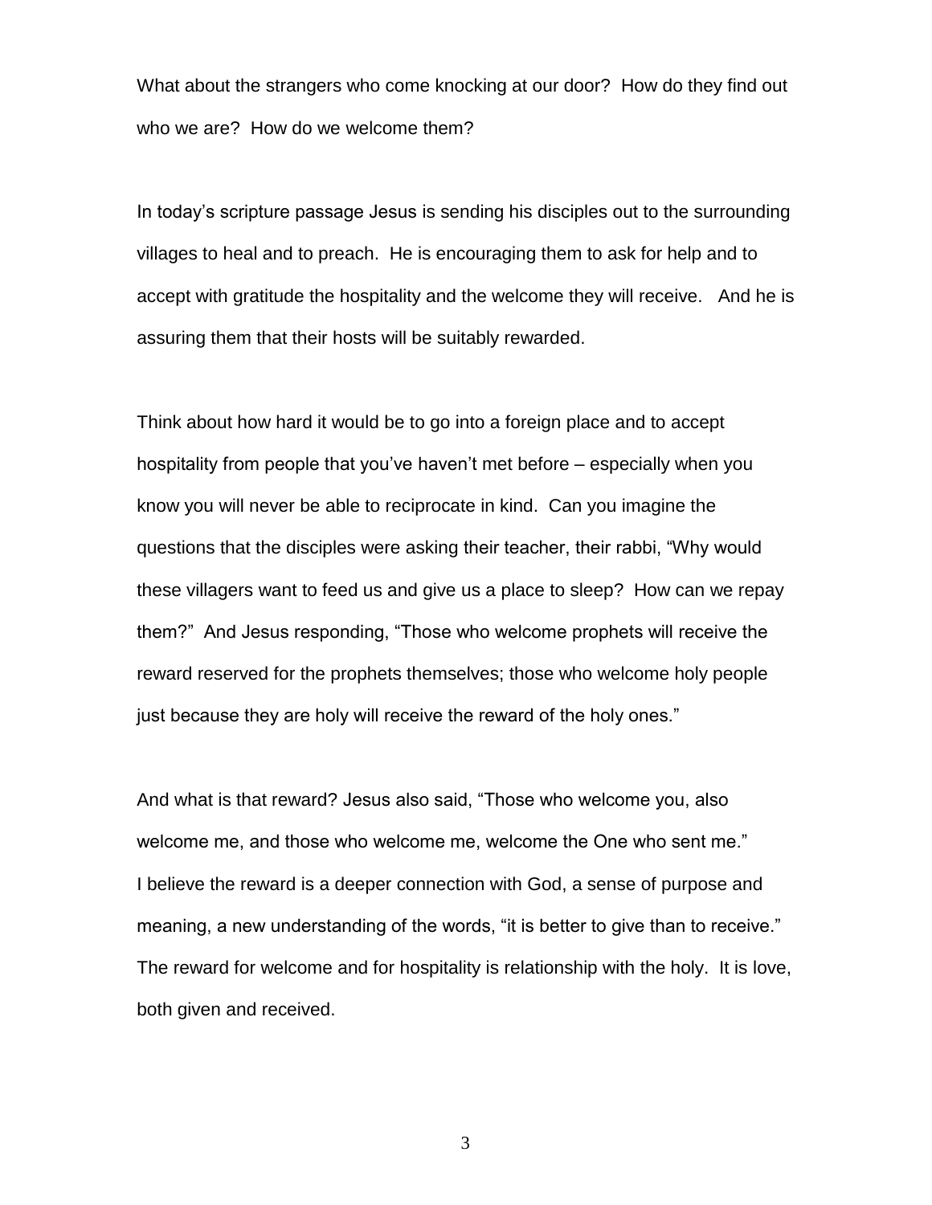What about the strangers who come knocking at our door? How do they find out who we are? How do we welcome them?

In today's scripture passage Jesus is sending his disciples out to the surrounding villages to heal and to preach. He is encouraging them to ask for help and to accept with gratitude the hospitality and the welcome they will receive. And he is assuring them that their hosts will be suitably rewarded.

Think about how hard it would be to go into a foreign place and to accept hospitality from people that you've haven't met before – especially when you know you will never be able to reciprocate in kind. Can you imagine the questions that the disciples were asking their teacher, their rabbi, "Why would these villagers want to feed us and give us a place to sleep? How can we repay them?" And Jesus responding, "Those who welcome prophets will receive the reward reserved for the prophets themselves; those who welcome holy people just because they are holy will receive the reward of the holy ones."

And what is that reward? Jesus also said, "Those who welcome you, also welcome me, and those who welcome me, welcome the One who sent me." I believe the reward is a deeper connection with God, a sense of purpose and meaning, a new understanding of the words, "it is better to give than to receive." The reward for welcome and for hospitality is relationship with the holy. It is love, both given and received.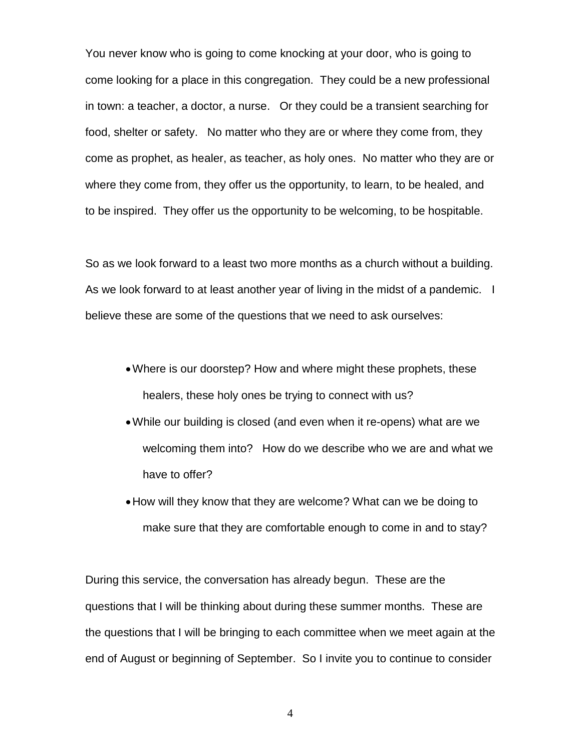You never know who is going to come knocking at your door, who is going to come looking for a place in this congregation. They could be a new professional in town: a teacher, a doctor, a nurse. Or they could be a transient searching for food, shelter or safety. No matter who they are or where they come from, they come as prophet, as healer, as teacher, as holy ones. No matter who they are or where they come from, they offer us the opportunity, to learn, to be healed, and to be inspired. They offer us the opportunity to be welcoming, to be hospitable.

So as we look forward to a least two more months as a church without a building. As we look forward to at least another year of living in the midst of a pandemic. I believe these are some of the questions that we need to ask ourselves:

- Where is our doorstep? How and where might these prophets, these healers, these holy ones be trying to connect with us?
- While our building is closed (and even when it re-opens) what are we welcoming them into? How do we describe who we are and what we have to offer?
- How will they know that they are welcome? What can we be doing to make sure that they are comfortable enough to come in and to stay?

During this service, the conversation has already begun. These are the questions that I will be thinking about during these summer months. These are the questions that I will be bringing to each committee when we meet again at the end of August or beginning of September. So I invite you to continue to consider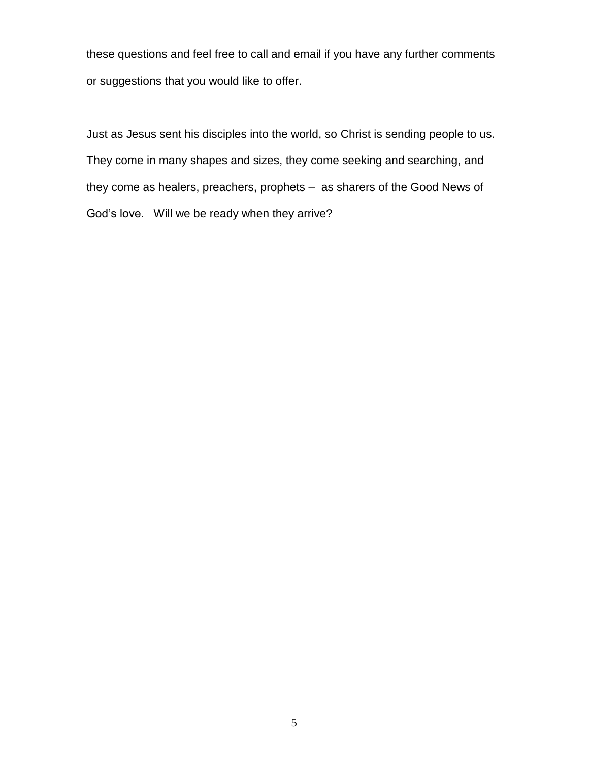these questions and feel free to call and email if you have any further comments or suggestions that you would like to offer.

Just as Jesus sent his disciples into the world, so Christ is sending people to us. They come in many shapes and sizes, they come seeking and searching, and they come as healers, preachers, prophets – as sharers of the Good News of God's love. Will we be ready when they arrive?